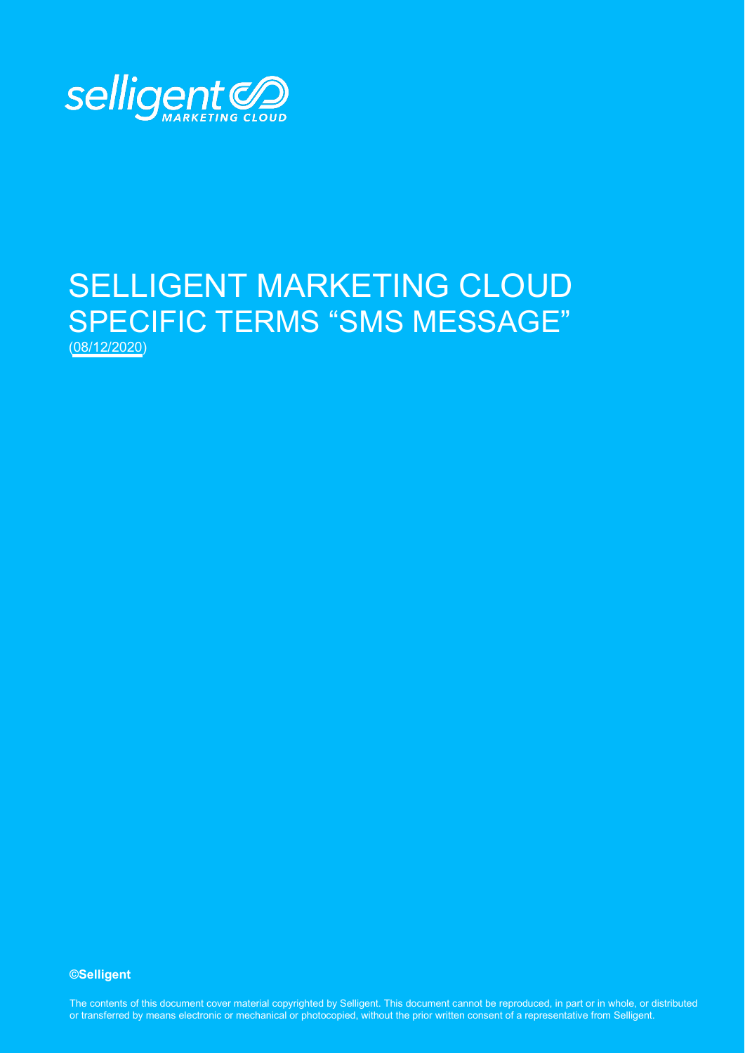selligent MARKETING CLOUD

# SELLIGENT MARKETING CLOUD SPECIFIC TERMS "SMS MESSAGE"

(08/12/2020)

**©Selligent**

The contents of this document cover material copyrighted by Selligent. This document cannot be reproduced, in part or in whole, or distributed or transferred by means electronic or mechanical or photocopied, without the prior written consent of a representative from Selligent.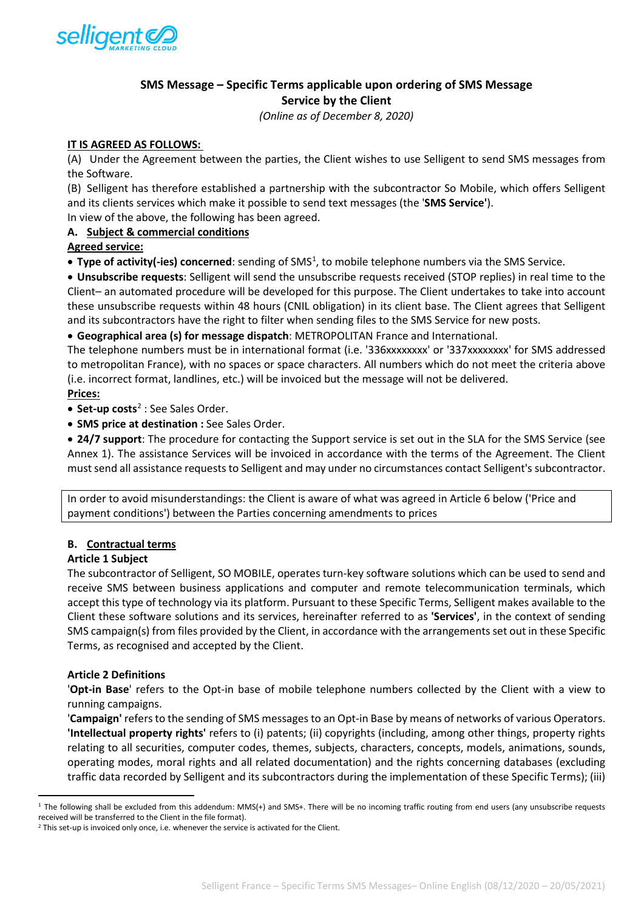## SMS Message – Specific Terms applicable upon ordering of SMS Message Service by the Client

*(Online as of December 8, 2020)*

**IT IS AGREED AS FOLLOWS:**

(A) Under the Agreement between the parties, the Client wishes to use Selligent to send SMS messages from the Software.

(B) Selligent has therefore established a partnership with the subcontractor So Mobile, which offers Selligent and its clients services which make it possible to send text messages (the '**SMS Service'**).

In view of the above, the following has been agreed.

### A. Subject & commercial conditions

**Agreed service:**

- **Type of activity(-ies) concerned**: sending of SMS[1], to mobile telephone numbers via the SMS Service.
- **Unsubscribe requests**: Selligent will send the unsubscribe requests received (STOP replies) in real time to the Client– an automated procedure will be developed for this purpose. The Client undertakes to take into account these unsubscribe requests within 48 hours (CNIL obligation) in its client base. The Client agrees that Selligent and its subcontractors have the right to filter when sending files to the SMS Service for new posts.
- **Geographical area (s) for message dispatch**: METROPOLITAN France and International.

The telephone numbers must be in international format (i.e. '336xxxxxxxx' or '337xxxxxxxx' for SMS addressed to metropolitan France), with no spaces or space characters. All numbers which do not meet the criteria above (i.e. incorrect format, landlines, etc.) will be invoiced but the message will not be delivered.

**Prices:**

- **Set-up costs**[2] : See Sales Order.
- **SMS price at destination :** See Sales Order.
- **24/7 support**: The procedure for contacting the Support service is set out in the SLA for the SMS Service (see Annex 1). The assistance Services will be invoiced in accordance with the terms of the Agreement. The Client must send all assistance requests to Selligent and may under no circumstances contact Selligent's subcontractor.

> In order to avoid misunderstandings: the Client is aware of what was agreed in Article 6 below ('Price and payment conditions') between the Parties concerning amendments to prices

### B. Contractual terms

**Article 1 Subject**

The subcontractor of Selligent, SO MOBILE, operates turn-key software solutions which can be used to send and receive SMS between business applications and computer and remote telecommunication terminals, which accept this type of technology via its platform. Pursuant to these Specific Terms, Selligent makes available to the Client these software solutions and its services, hereinafter referred to as **'Services'**, in the context of sending SMS campaign(s) from files provided by the Client, in accordance with the arrangements set out in these Specific Terms, as recognised and accepted by the Client.

**Article 2 Definitions**

'**Opt-in Base**' refers to the Opt-in base of mobile telephone numbers collected by the Client with a view to running campaigns.

'**Campaign'** refers to the sending of SMS messages to an Opt-in Base by means of networks of various Operators.

**'Intellectual property rights'** refers to (i) patents; (ii) copyrights (including, among other things, property rights relating to all securities, computer codes, themes, subjects, characters, concepts, models, animations, sounds, operating modes, moral rights and all related documentation) and the rights concerning databases (excluding traffic data recorded by Selligent and its subcontractors during the implementation of these Specific Terms); (iii)

---

[1] The following shall be excluded from this addendum: MMS(+) and SMS+. There will be no incoming traffic routing from end users (any unsubscribe requests received will be transferred to the Client in the file format).

[2] This set-up is invoiced only once, i.e. whenever the service is activated for the Client.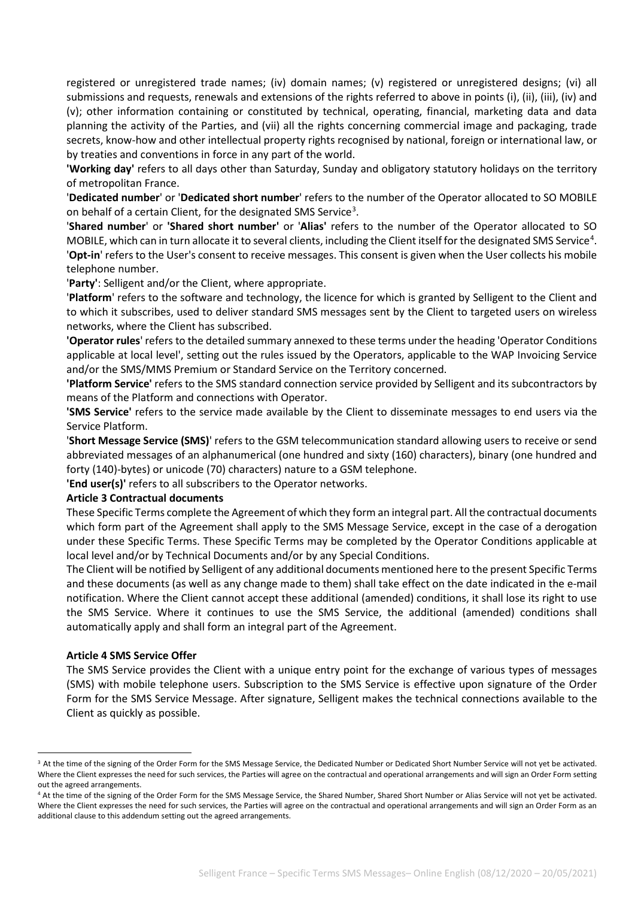registered or unregistered trade names; (iv) domain names; (v) registered or unregistered designs; (vi) all submissions and requests, renewals and extensions of the rights referred to above in points (i), (ii), (iii), (iv) and (v); other information containing or constituted by technical, operating, financial, marketing data and data planning the activity of the Parties, and (vii) all the rights concerning commercial image and packaging, trade secrets, know-how and other intellectual property rights recognised by national, foreign or international law, or by treaties and conventions in force in any part of the world.

**'Working day'** refers to all days other than Saturday, Sunday and obligatory statutory holidays on the territory of metropolitan France.

'**Dedicated number**' or '**Dedicated short number**' refers to the number of the Operator allocated to SO MOBILE on behalf of a certain Client, for the designated SMS Service[3].

'**Shared number**' or **'Shared short number'** or '**Alias'** refers to the number of the Operator allocated to SO MOBILE, which can in turn allocate it to several clients, including the Client itself for the designated SMS Service[4].

'**Opt-in**' refers to the User's consent to receive messages. This consent is given when the User collects his mobile telephone number.

'**Party'**: Selligent and/or the Client, where appropriate.

'**Platform**' refers to the software and technology, the licence for which is granted by Selligent to the Client and to which it subscribes, used to deliver standard SMS messages sent by the Client to targeted users on wireless networks, where the Client has subscribed.

**'Operator rules**' refers to the detailed summary annexed to these terms under the heading 'Operator Conditions applicable at local level', setting out the rules issued by the Operators, applicable to the WAP Invoicing Service and/or the SMS/MMS Premium or Standard Service on the Territory concerned.

**'Platform Service'** refers to the SMS standard connection service provided by Selligent and its subcontractors by means of the Platform and connections with Operator.

**'SMS Service'** refers to the service made available by the Client to disseminate messages to end users via the Service Platform.

'**Short Message Service (SMS)**' refers to the GSM telecommunication standard allowing users to receive or send abbreviated messages of an alphanumerical (one hundred and sixty (160) characters), binary (one hundred and forty (140)-bytes) or unicode (70) characters) nature to a GSM telephone.

**'End user(s)'** refers to all subscribers to the Operator networks.

**Article 3 Contractual documents**

These Specific Terms complete the Agreement of which they form an integral part. All the contractual documents which form part of the Agreement shall apply to the SMS Message Service, except in the case of a derogation under these Specific Terms. These Specific Terms may be completed by the Operator Conditions applicable at local level and/or by Technical Documents and/or by any Special Conditions.

The Client will be notified by Selligent of any additional documents mentioned here to the present Specific Terms and these documents (as well as any change made to them) shall take effect on the date indicated in the e-mail notification. Where the Client cannot accept these additional (amended) conditions, it shall lose its right to use the SMS Service. Where it continues to use the SMS Service, the additional (amended) conditions shall automatically apply and shall form an integral part of the Agreement.

**Article 4 SMS Service Offer**

The SMS Service provides the Client with a unique entry point for the exchange of various types of messages (SMS) with mobile telephone users. Subscription to the SMS Service is effective upon signature of the Order Form for the SMS Service Message. After signature, Selligent makes the technical connections available to the Client as quickly as possible.

---

[3] At the time of the signing of the Order Form for the SMS Message Service, the Dedicated Number or Dedicated Short Number Service will not yet be activated. Where the Client expresses the need for such services, the Parties will agree on the contractual and operational arrangements and will sign an Order Form setting out the agreed arrangements.

[4] At the time of the signing of the Order Form for the SMS Message Service, the Shared Number, Shared Short Number or Alias Service will not yet be activated. Where the Client expresses the need for such services, the Parties will agree on the contractual and operational arrangements and will sign an Order Form as an additional clause to this addendum setting out the agreed arrangements.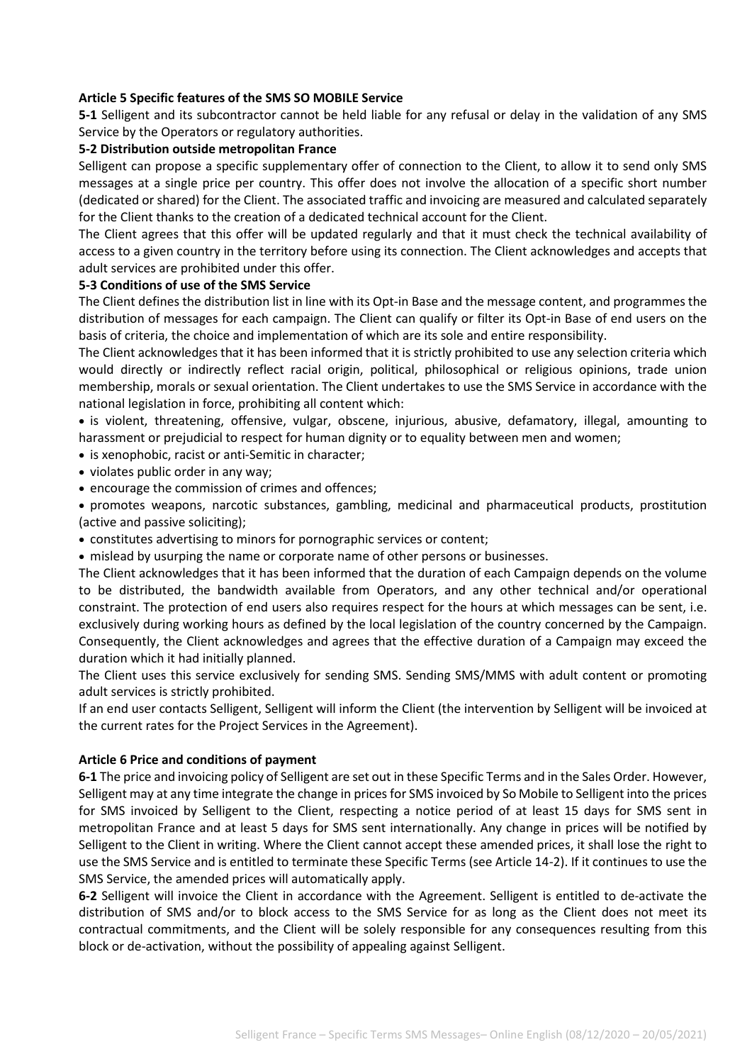**Article 5 Specific features of the SMS SO MOBILE Service**

**5-1** Selligent and its subcontractor cannot be held liable for any refusal or delay in the validation of any SMS Service by the Operators or regulatory authorities.

**5-2 Distribution outside metropolitan France**

Selligent can propose a specific supplementary offer of connection to the Client, to allow it to send only SMS messages at a single price per country. This offer does not involve the allocation of a specific short number (dedicated or shared) for the Client. The associated traffic and invoicing are measured and calculated separately for the Client thanks to the creation of a dedicated technical account for the Client.

The Client agrees that this offer will be updated regularly and that it must check the technical availability of access to a given country in the territory before using its connection. The Client acknowledges and accepts that adult services are prohibited under this offer.

**5-3 Conditions of use of the SMS Service**

The Client defines the distribution list in line with its Opt-in Base and the message content, and programmes the distribution of messages for each campaign. The Client can qualify or filter its Opt-in Base of end users on the basis of criteria, the choice and implementation of which are its sole and entire responsibility.

The Client acknowledges that it has been informed that it is strictly prohibited to use any selection criteria which would directly or indirectly reflect racial origin, political, philosophical or religious opinions, trade union membership, morals or sexual orientation. The Client undertakes to use the SMS Service in accordance with the national legislation in force, prohibiting all content which:

- is violent, threatening, offensive, vulgar, obscene, injurious, abusive, defamatory, illegal, amounting to harassment or prejudicial to respect for human dignity or to equality between men and women;
- is xenophobic, racist or anti-Semitic in character;
- violates public order in any way;
- encourage the commission of crimes and offences;
- promotes weapons, narcotic substances, gambling, medicinal and pharmaceutical products, prostitution (active and passive soliciting);
- constitutes advertising to minors for pornographic services or content;
- mislead by usurping the name or corporate name of other persons or businesses.

The Client acknowledges that it has been informed that the duration of each Campaign depends on the volume to be distributed, the bandwidth available from Operators, and any other technical and/or operational constraint. The protection of end users also requires respect for the hours at which messages can be sent, i.e. exclusively during working hours as defined by the local legislation of the country concerned by the Campaign. Consequently, the Client acknowledges and agrees that the effective duration of a Campaign may exceed the duration which it had initially planned.

The Client uses this service exclusively for sending SMS. Sending SMS/MMS with adult content or promoting adult services is strictly prohibited.

If an end user contacts Selligent, Selligent will inform the Client (the intervention by Selligent will be invoiced at the current rates for the Project Services in the Agreement).

**Article 6 Price and conditions of payment**

**6-1** The price and invoicing policy of Selligent are set out in these Specific Terms and in the Sales Order. However, Selligent may at any time integrate the change in prices for SMS invoiced by So Mobile to Selligent into the prices for SMS invoiced by Selligent to the Client, respecting a notice period of at least 15 days for SMS sent in metropolitan France and at least 5 days for SMS sent internationally. Any change in prices will be notified by Selligent to the Client in writing. Where the Client cannot accept these amended prices, it shall lose the right to use the SMS Service and is entitled to terminate these Specific Terms (see Article 14-2). If it continues to use the SMS Service, the amended prices will automatically apply.

**6-2** Selligent will invoice the Client in accordance with the Agreement. Selligent is entitled to de-activate the distribution of SMS and/or to block access to the SMS Service for as long as the Client does not meet its contractual commitments, and the Client will be solely responsible for any consequences resulting from this block or de-activation, without the possibility of appealing against Selligent.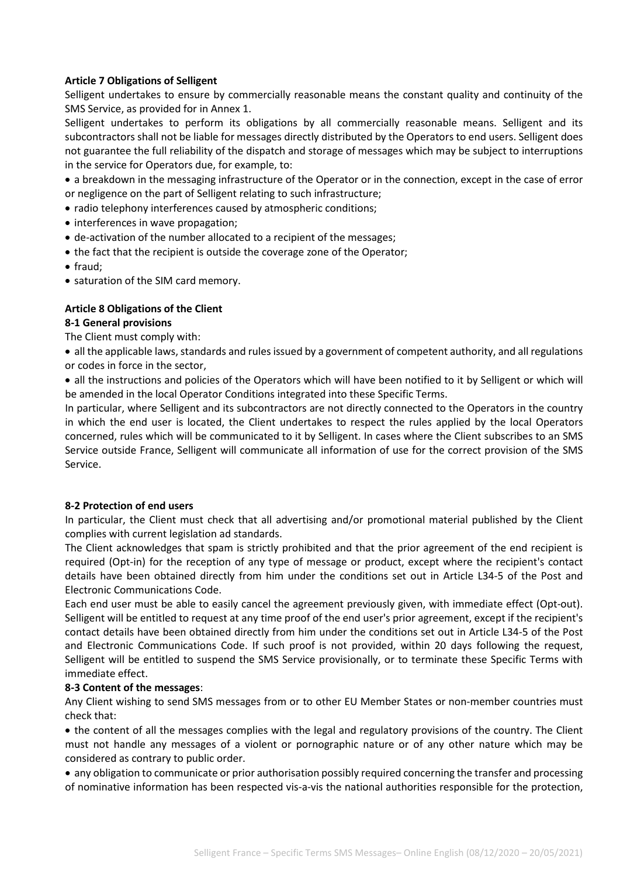**Article 7 Obligations of Selligent**

Selligent undertakes to ensure by commercially reasonable means the constant quality and continuity of the SMS Service, as provided for in Annex 1.

Selligent undertakes to perform its obligations by all commercially reasonable means. Selligent and its subcontractors shall not be liable for messages directly distributed by the Operators to end users. Selligent does not guarantee the full reliability of the dispatch and storage of messages which may be subject to interruptions in the service for Operators due, for example, to:

- a breakdown in the messaging infrastructure of the Operator or in the connection, except in the case of error or negligence on the part of Selligent relating to such infrastructure;
- radio telephony interferences caused by atmospheric conditions;
- interferences in wave propagation;
- de-activation of the number allocated to a recipient of the messages;
- the fact that the recipient is outside the coverage zone of the Operator;
- fraud;
- saturation of the SIM card memory.

**Article 8 Obligations of the Client**

**8-1 General provisions**

The Client must comply with:

- all the applicable laws, standards and rules issued by a government of competent authority, and all regulations or codes in force in the sector,
- all the instructions and policies of the Operators which will have been notified to it by Selligent or which will be amended in the local Operator Conditions integrated into these Specific Terms.

In particular, where Selligent and its subcontractors are not directly connected to the Operators in the country in which the end user is located, the Client undertakes to respect the rules applied by the local Operators concerned, rules which will be communicated to it by Selligent. In cases where the Client subscribes to an SMS Service outside France, Selligent will communicate all information of use for the correct provision of the SMS Service.

**8-2 Protection of end users**

In particular, the Client must check that all advertising and/or promotional material published by the Client complies with current legislation ad standards.

The Client acknowledges that spam is strictly prohibited and that the prior agreement of the end recipient is required (Opt-in) for the reception of any type of message or product, except where the recipient's contact details have been obtained directly from him under the conditions set out in Article L34-5 of the Post and Electronic Communications Code.

Each end user must be able to easily cancel the agreement previously given, with immediate effect (Opt-out). Selligent will be entitled to request at any time proof of the end user's prior agreement, except if the recipient's contact details have been obtained directly from him under the conditions set out in Article L34-5 of the Post and Electronic Communications Code. If such proof is not provided, within 20 days following the request, Selligent will be entitled to suspend the SMS Service provisionally, or to terminate these Specific Terms with immediate effect.

**8-3 Content of the messages**:

Any Client wishing to send SMS messages from or to other EU Member States or non-member countries must check that:

- the content of all the messages complies with the legal and regulatory provisions of the country. The Client must not handle any messages of a violent or pornographic nature or of any other nature which may be considered as contrary to public order.
- any obligation to communicate or prior authorisation possibly required concerning the transfer and processing of nominative information has been respected vis-a-vis the national authorities responsible for the protection,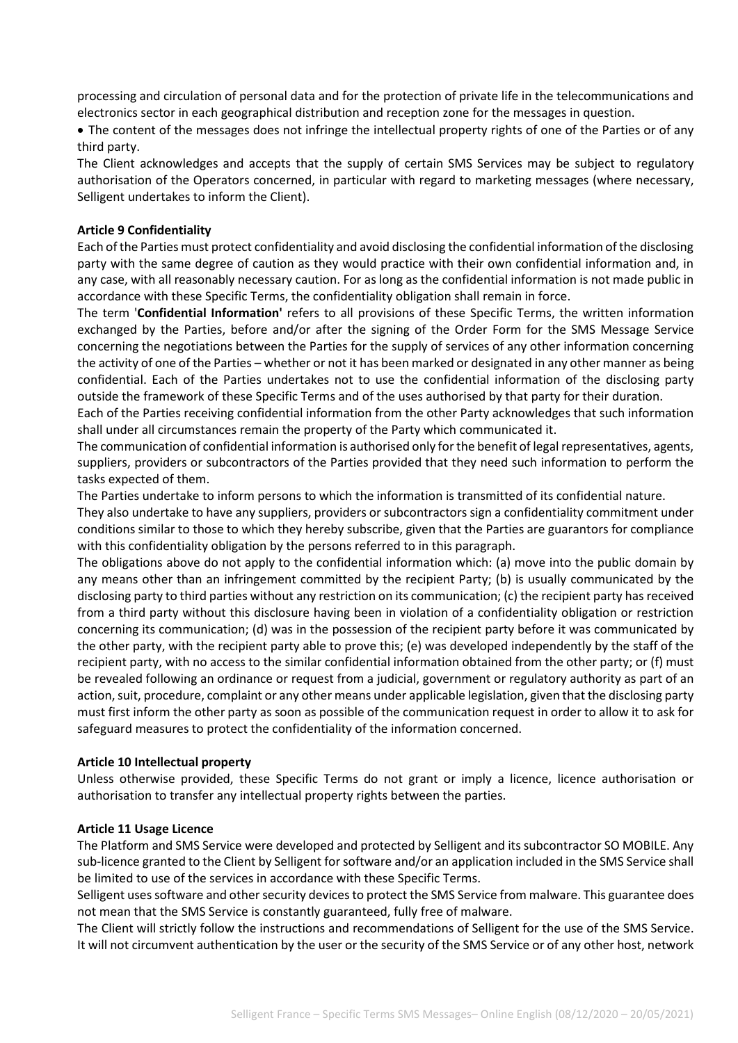processing and circulation of personal data and for the protection of private life in the telecommunications and electronics sector in each geographical distribution and reception zone for the messages in question.

- The content of the messages does not infringe the intellectual property rights of one of the Parties or of any third party.

The Client acknowledges and accepts that the supply of certain SMS Services may be subject to regulatory authorisation of the Operators concerned, in particular with regard to marketing messages (where necessary, Selligent undertakes to inform the Client).

**Article 9 Confidentiality**

Each of the Parties must protect confidentiality and avoid disclosing the confidential information of the disclosing party with the same degree of caution as they would practice with their own confidential information and, in any case, with all reasonably necessary caution. For as long as the confidential information is not made public in accordance with these Specific Terms, the confidentiality obligation shall remain in force.

The term '**Confidential Information'** refers to all provisions of these Specific Terms, the written information exchanged by the Parties, before and/or after the signing of the Order Form for the SMS Message Service concerning the negotiations between the Parties for the supply of services of any other information concerning the activity of one of the Parties – whether or not it has been marked or designated in any other manner as being confidential. Each of the Parties undertakes not to use the confidential information of the disclosing party outside the framework of these Specific Terms and of the uses authorised by that party for their duration.

Each of the Parties receiving confidential information from the other Party acknowledges that such information shall under all circumstances remain the property of the Party which communicated it.

The communication of confidential information is authorised only for the benefit of legal representatives, agents, suppliers, providers or subcontractors of the Parties provided that they need such information to perform the tasks expected of them.

The Parties undertake to inform persons to which the information is transmitted of its confidential nature.

They also undertake to have any suppliers, providers or subcontractors sign a confidentiality commitment under conditions similar to those to which they hereby subscribe, given that the Parties are guarantors for compliance with this confidentiality obligation by the persons referred to in this paragraph.

The obligations above do not apply to the confidential information which: (a) move into the public domain by any means other than an infringement committed by the recipient Party; (b) is usually communicated by the disclosing party to third parties without any restriction on its communication; (c) the recipient party has received from a third party without this disclosure having been in violation of a confidentiality obligation or restriction concerning its communication; (d) was in the possession of the recipient party before it was communicated by the other party, with the recipient party able to prove this; (e) was developed independently by the staff of the recipient party, with no access to the similar confidential information obtained from the other party; or (f) must be revealed following an ordinance or request from a judicial, government or regulatory authority as part of an action, suit, procedure, complaint or any other means under applicable legislation, given that the disclosing party must first inform the other party as soon as possible of the communication request in order to allow it to ask for safeguard measures to protect the confidentiality of the information concerned.

**Article 10 Intellectual property**

Unless otherwise provided, these Specific Terms do not grant or imply a licence, licence authorisation or authorisation to transfer any intellectual property rights between the parties.

**Article 11 Usage Licence**

The Platform and SMS Service were developed and protected by Selligent and its subcontractor SO MOBILE. Any sub-licence granted to the Client by Selligent for software and/or an application included in the SMS Service shall be limited to use of the services in accordance with these Specific Terms.

Selligent uses software and other security devices to protect the SMS Service from malware. This guarantee does not mean that the SMS Service is constantly guaranteed, fully free of malware.

The Client will strictly follow the instructions and recommendations of Selligent for the use of the SMS Service. It will not circumvent authentication by the user or the security of the SMS Service or of any other host, network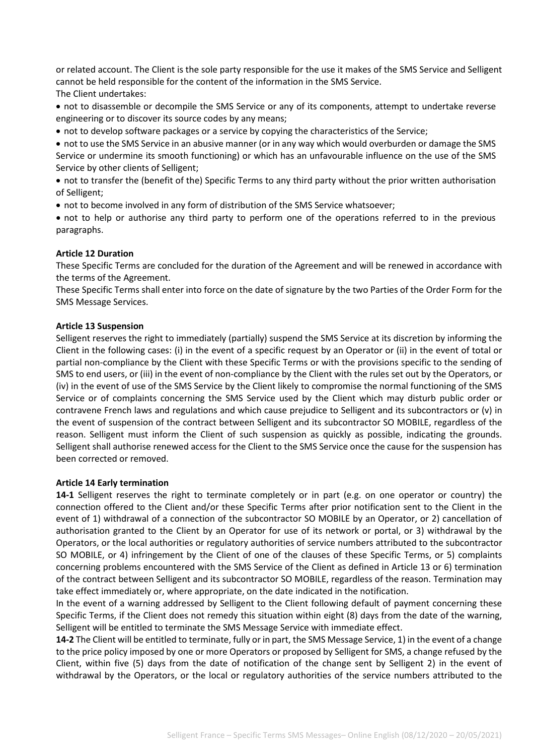or related account. The Client is the sole party responsible for the use it makes of the SMS Service and Selligent cannot be held responsible for the content of the information in the SMS Service.

The Client undertakes:

- not to disassemble or decompile the SMS Service or any of its components, attempt to undertake reverse engineering or to discover its source codes by any means;
- not to develop software packages or a service by copying the characteristics of the Service;
- not to use the SMS Service in an abusive manner (or in any way which would overburden or damage the SMS Service or undermine its smooth functioning) or which has an unfavourable influence on the use of the SMS Service by other clients of Selligent;
- not to transfer the (benefit of the) Specific Terms to any third party without the prior written authorisation of Selligent;
- not to become involved in any form of distribution of the SMS Service whatsoever;
- not to help or authorise any third party to perform one of the operations referred to in the previous paragraphs.

**Article 12 Duration**

These Specific Terms are concluded for the duration of the Agreement and will be renewed in accordance with the terms of the Agreement.

These Specific Terms shall enter into force on the date of signature by the two Parties of the Order Form for the SMS Message Services.

**Article 13 Suspension**

Selligent reserves the right to immediately (partially) suspend the SMS Service at its discretion by informing the Client in the following cases: (i) in the event of a specific request by an Operator or (ii) in the event of total or partial non-compliance by the Client with these Specific Terms or with the provisions specific to the sending of SMS to end users, or (iii) in the event of non-compliance by the Client with the rules set out by the Operators, or (iv) in the event of use of the SMS Service by the Client likely to compromise the normal functioning of the SMS Service or of complaints concerning the SMS Service used by the Client which may disturb public order or contravene French laws and regulations and which cause prejudice to Selligent and its subcontractors or (v) in the event of suspension of the contract between Selligent and its subcontractor SO MOBILE, regardless of the reason. Selligent must inform the Client of such suspension as quickly as possible, indicating the grounds. Selligent shall authorise renewed access for the Client to the SMS Service once the cause for the suspension has been corrected or removed.

**Article 14 Early termination**

**14-1** Selligent reserves the right to terminate completely or in part (e.g. on one operator or country) the connection offered to the Client and/or these Specific Terms after prior notification sent to the Client in the event of 1) withdrawal of a connection of the subcontractor SO MOBILE by an Operator, or 2) cancellation of authorisation granted to the Client by an Operator for use of its network or portal, or 3) withdrawal by the Operators, or the local authorities or regulatory authorities of service numbers attributed to the subcontractor SO MOBILE, or 4) infringement by the Client of one of the clauses of these Specific Terms, or 5) complaints concerning problems encountered with the SMS Service of the Client as defined in Article 13 or 6) termination of the contract between Selligent and its subcontractor SO MOBILE, regardless of the reason. Termination may take effect immediately or, where appropriate, on the date indicated in the notification.

In the event of a warning addressed by Selligent to the Client following default of payment concerning these Specific Terms, if the Client does not remedy this situation within eight (8) days from the date of the warning, Selligent will be entitled to terminate the SMS Message Service with immediate effect.

**14-2** The Client will be entitled to terminate, fully or in part, the SMS Message Service, 1) in the event of a change to the price policy imposed by one or more Operators or proposed by Selligent for SMS, a change refused by the Client, within five (5) days from the date of notification of the change sent by Selligent 2) in the event of withdrawal by the Operators, or the local or regulatory authorities of the service numbers attributed to the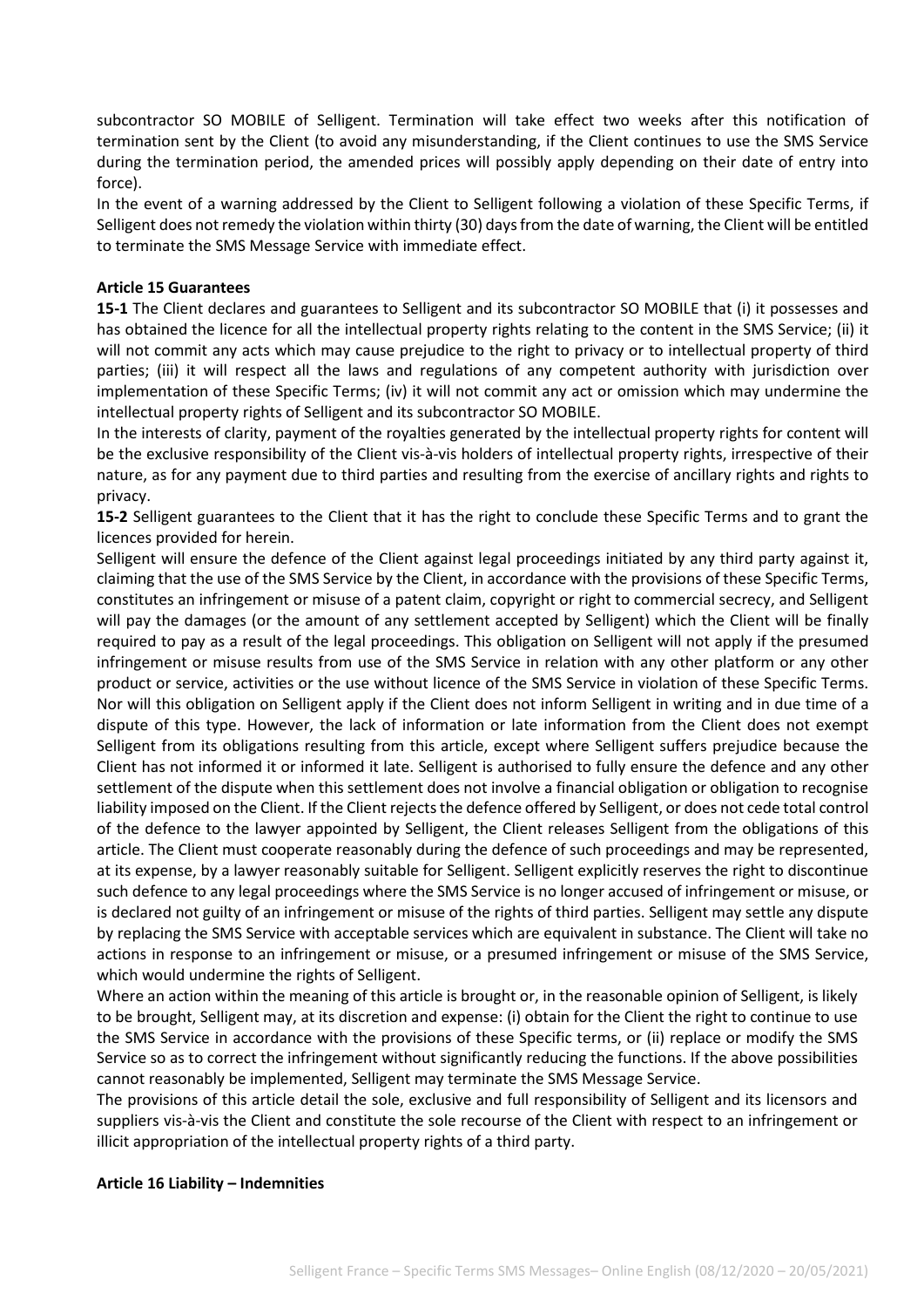subcontractor SO MOBILE of Selligent. Termination will take effect two weeks after this notification of termination sent by the Client (to avoid any misunderstanding, if the Client continues to use the SMS Service during the termination period, the amended prices will possibly apply depending on their date of entry into force).

In the event of a warning addressed by the Client to Selligent following a violation of these Specific Terms, if Selligent does not remedy the violation within thirty (30) days from the date of warning, the Client will be entitled to terminate the SMS Message Service with immediate effect.

**Article 15 Guarantees**

**15-1** The Client declares and guarantees to Selligent and its subcontractor SO MOBILE that (i) it possesses and has obtained the licence for all the intellectual property rights relating to the content in the SMS Service; (ii) it will not commit any acts which may cause prejudice to the right to privacy or to intellectual property of third parties; (iii) it will respect all the laws and regulations of any competent authority with jurisdiction over implementation of these Specific Terms; (iv) it will not commit any act or omission which may undermine the intellectual property rights of Selligent and its subcontractor SO MOBILE.

In the interests of clarity, payment of the royalties generated by the intellectual property rights for content will be the exclusive responsibility of the Client vis-à-vis holders of intellectual property rights, irrespective of their nature, as for any payment due to third parties and resulting from the exercise of ancillary rights and rights to privacy.

**15-2** Selligent guarantees to the Client that it has the right to conclude these Specific Terms and to grant the licences provided for herein.

Selligent will ensure the defence of the Client against legal proceedings initiated by any third party against it, claiming that the use of the SMS Service by the Client, in accordance with the provisions of these Specific Terms, constitutes an infringement or misuse of a patent claim, copyright or right to commercial secrecy, and Selligent will pay the damages (or the amount of any settlement accepted by Selligent) which the Client will be finally required to pay as a result of the legal proceedings. This obligation on Selligent will not apply if the presumed infringement or misuse results from use of the SMS Service in relation with any other platform or any other product or service, activities or the use without licence of the SMS Service in violation of these Specific Terms. Nor will this obligation on Selligent apply if the Client does not inform Selligent in writing and in due time of a dispute of this type. However, the lack of information or late information from the Client does not exempt Selligent from its obligations resulting from this article, except where Selligent suffers prejudice because the Client has not informed it or informed it late. Selligent is authorised to fully ensure the defence and any other settlement of the dispute when this settlement does not involve a financial obligation or obligation to recognise liability imposed on the Client. If the Client rejects the defence offered by Selligent, or does not cede total control of the defence to the lawyer appointed by Selligent, the Client releases Selligent from the obligations of this article. The Client must cooperate reasonably during the defence of such proceedings and may be represented, at its expense, by a lawyer reasonably suitable for Selligent. Selligent explicitly reserves the right to discontinue such defence to any legal proceedings where the SMS Service is no longer accused of infringement or misuse, or is declared not guilty of an infringement or misuse of the rights of third parties. Selligent may settle any dispute by replacing the SMS Service with acceptable services which are equivalent in substance. The Client will take no actions in response to an infringement or misuse, or a presumed infringement or misuse of the SMS Service, which would undermine the rights of Selligent.

Where an action within the meaning of this article is brought or, in the reasonable opinion of Selligent, is likely to be brought, Selligent may, at its discretion and expense: (i) obtain for the Client the right to continue to use the SMS Service in accordance with the provisions of these Specific terms, or (ii) replace or modify the SMS Service so as to correct the infringement without significantly reducing the functions. If the above possibilities cannot reasonably be implemented, Selligent may terminate the SMS Message Service.

The provisions of this article detail the sole, exclusive and full responsibility of Selligent and its licensors and suppliers vis-à-vis the Client and constitute the sole recourse of the Client with respect to an infringement or illicit appropriation of the intellectual property rights of a third party.

**Article 16 Liability – Indemnities**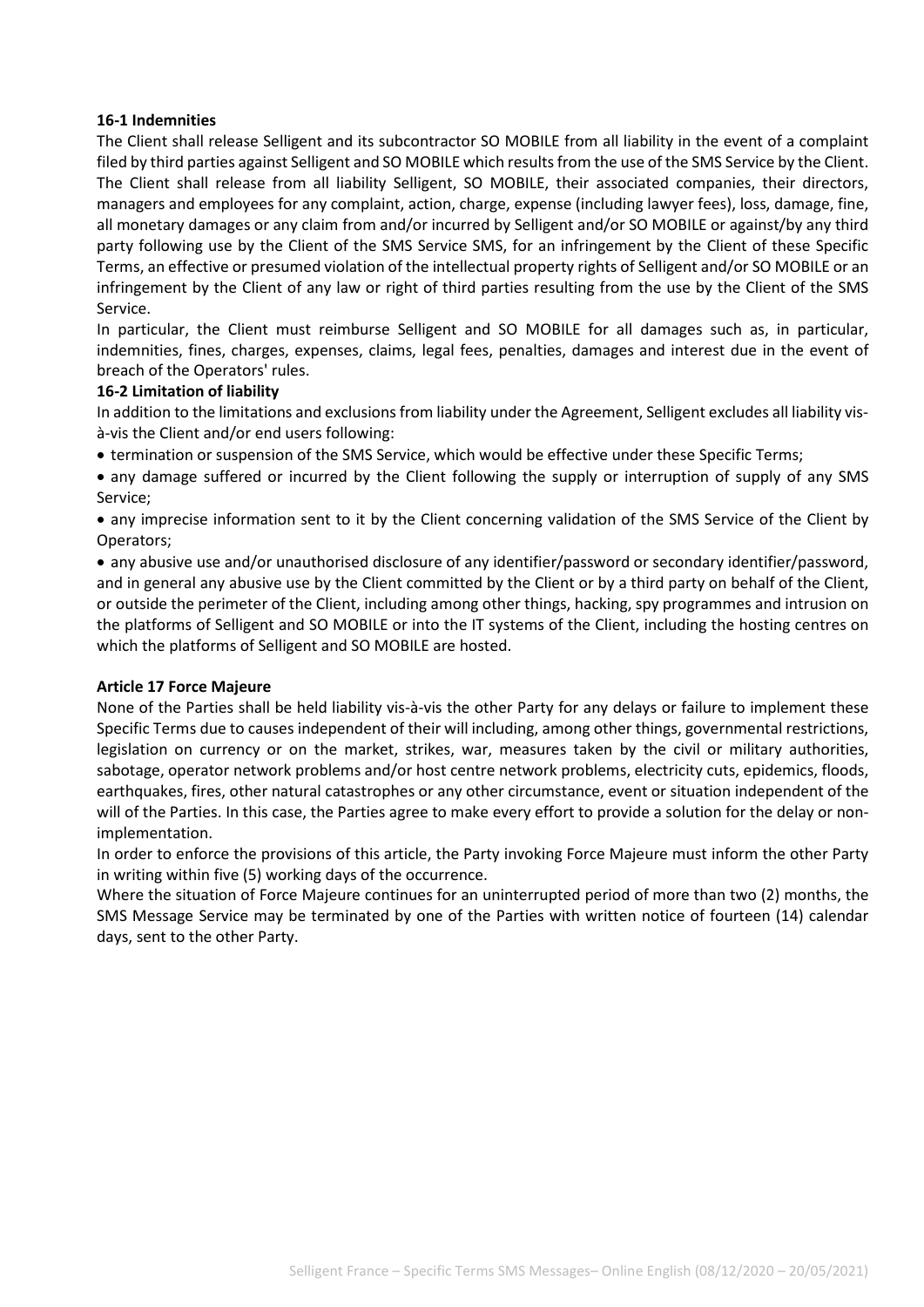**16-1 Indemnities**

The Client shall release Selligent and its subcontractor SO MOBILE from all liability in the event of a complaint filed by third parties against Selligent and SO MOBILE which results from the use of the SMS Service by the Client. The Client shall release from all liability Selligent, SO MOBILE, their associated companies, their directors, managers and employees for any complaint, action, charge, expense (including lawyer fees), loss, damage, fine, all monetary damages or any claim from and/or incurred by Selligent and/or SO MOBILE or against/by any third party following use by the Client of the SMS Service SMS, for an infringement by the Client of these Specific Terms, an effective or presumed violation of the intellectual property rights of Selligent and/or SO MOBILE or an infringement by the Client of any law or right of third parties resulting from the use by the Client of the SMS Service.

In particular, the Client must reimburse Selligent and SO MOBILE for all damages such as, in particular, indemnities, fines, charges, expenses, claims, legal fees, penalties, damages and interest due in the event of breach of the Operators' rules.

**16-2 Limitation of liability**

In addition to the limitations and exclusions from liability under the Agreement, Selligent excludes all liability vis-à-vis the Client and/or end users following:

- termination or suspension of the SMS Service, which would be effective under these Specific Terms;
- any damage suffered or incurred by the Client following the supply or interruption of supply of any SMS Service;
- any imprecise information sent to it by the Client concerning validation of the SMS Service of the Client by Operators;
- any abusive use and/or unauthorised disclosure of any identifier/password or secondary identifier/password, and in general any abusive use by the Client committed by the Client or by a third party on behalf of the Client, or outside the perimeter of the Client, including among other things, hacking, spy programmes and intrusion on the platforms of Selligent and SO MOBILE or into the IT systems of the Client, including the hosting centres on which the platforms of Selligent and SO MOBILE are hosted.

**Article 17 Force Majeure**

None of the Parties shall be held liability vis-à-vis the other Party for any delays or failure to implement these Specific Terms due to causes independent of their will including, among other things, governmental restrictions, legislation on currency or on the market, strikes, war, measures taken by the civil or military authorities, sabotage, operator network problems and/or host centre network problems, electricity cuts, epidemics, floods, earthquakes, fires, other natural catastrophes or any other circumstance, event or situation independent of the will of the Parties. In this case, the Parties agree to make every effort to provide a solution for the delay or non-implementation.

In order to enforce the provisions of this article, the Party invoking Force Majeure must inform the other Party in writing within five (5) working days of the occurrence.

Where the situation of Force Majeure continues for an uninterrupted period of more than two (2) months, the SMS Message Service may be terminated by one of the Parties with written notice of fourteen (14) calendar days, sent to the other Party.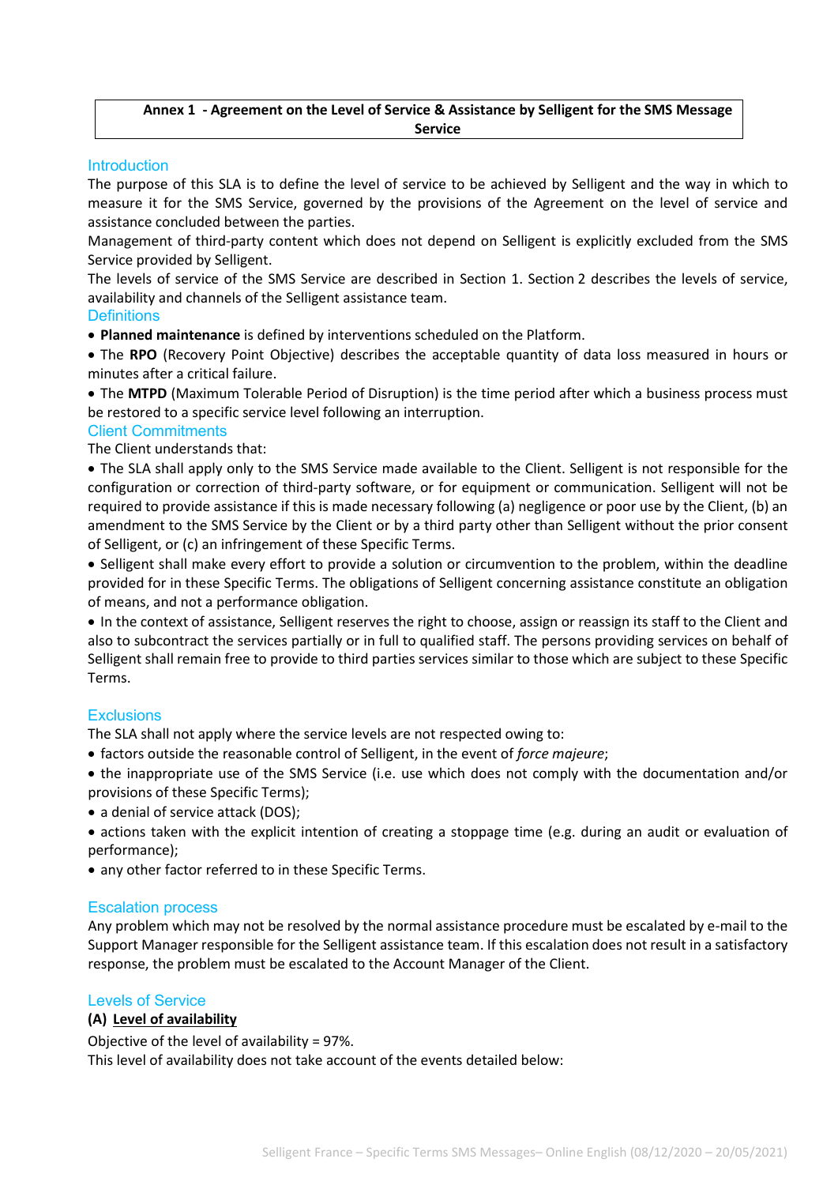**Annex 1 - Agreement on the Level of Service & Assistance by Selligent for the SMS Message Service**

## Introduction

The purpose of this SLA is to define the level of service to be achieved by Selligent and the way in which to measure it for the SMS Service, governed by the provisions of the Agreement on the level of service and assistance concluded between the parties.

Management of third-party content which does not depend on Selligent is explicitly excluded from the SMS Service provided by Selligent.

The levels of service of the SMS Service are described in Section 1. Section 2 describes the levels of service, availability and channels of the Selligent assistance team.

## Definitions

- **Planned maintenance** is defined by interventions scheduled on the Platform.
- The **RPO** (Recovery Point Objective) describes the acceptable quantity of data loss measured in hours or minutes after a critical failure.
- The **MTPD** (Maximum Tolerable Period of Disruption) is the time period after which a business process must be restored to a specific service level following an interruption.

## Client Commitments

The Client understands that:

- The SLA shall apply only to the SMS Service made available to the Client. Selligent is not responsible for the configuration or correction of third-party software, or for equipment or communication. Selligent will not be required to provide assistance if this is made necessary following (a) negligence or poor use by the Client, (b) an amendment to the SMS Service by the Client or by a third party other than Selligent without the prior consent of Selligent, or (c) an infringement of these Specific Terms.
- Selligent shall make every effort to provide a solution or circumvention to the problem, within the deadline provided for in these Specific Terms. The obligations of Selligent concerning assistance constitute an obligation of means, and not a performance obligation.
- In the context of assistance, Selligent reserves the right to choose, assign or reassign its staff to the Client and also to subcontract the services partially or in full to qualified staff. The persons providing services on behalf of Selligent shall remain free to provide to third parties services similar to those which are subject to these Specific Terms.

## Exclusions

The SLA shall not apply where the service levels are not respected owing to:

- factors outside the reasonable control of Selligent, in the event of *force majeure*;
- the inappropriate use of the SMS Service (i.e. use which does not comply with the documentation and/or provisions of these Specific Terms);
- a denial of service attack (DOS);
- actions taken with the explicit intention of creating a stoppage time (e.g. during an audit or evaluation of performance);
- any other factor referred to in these Specific Terms.

## Escalation process

Any problem which may not be resolved by the normal assistance procedure must be escalated by e-mail to the Support Manager responsible for the Selligent assistance team. If this escalation does not result in a satisfactory response, the problem must be escalated to the Account Manager of the Client.

## Levels of Service

### (A) Level of availability

Objective of the level of availability = 97%.

This level of availability does not take account of the events detailed below: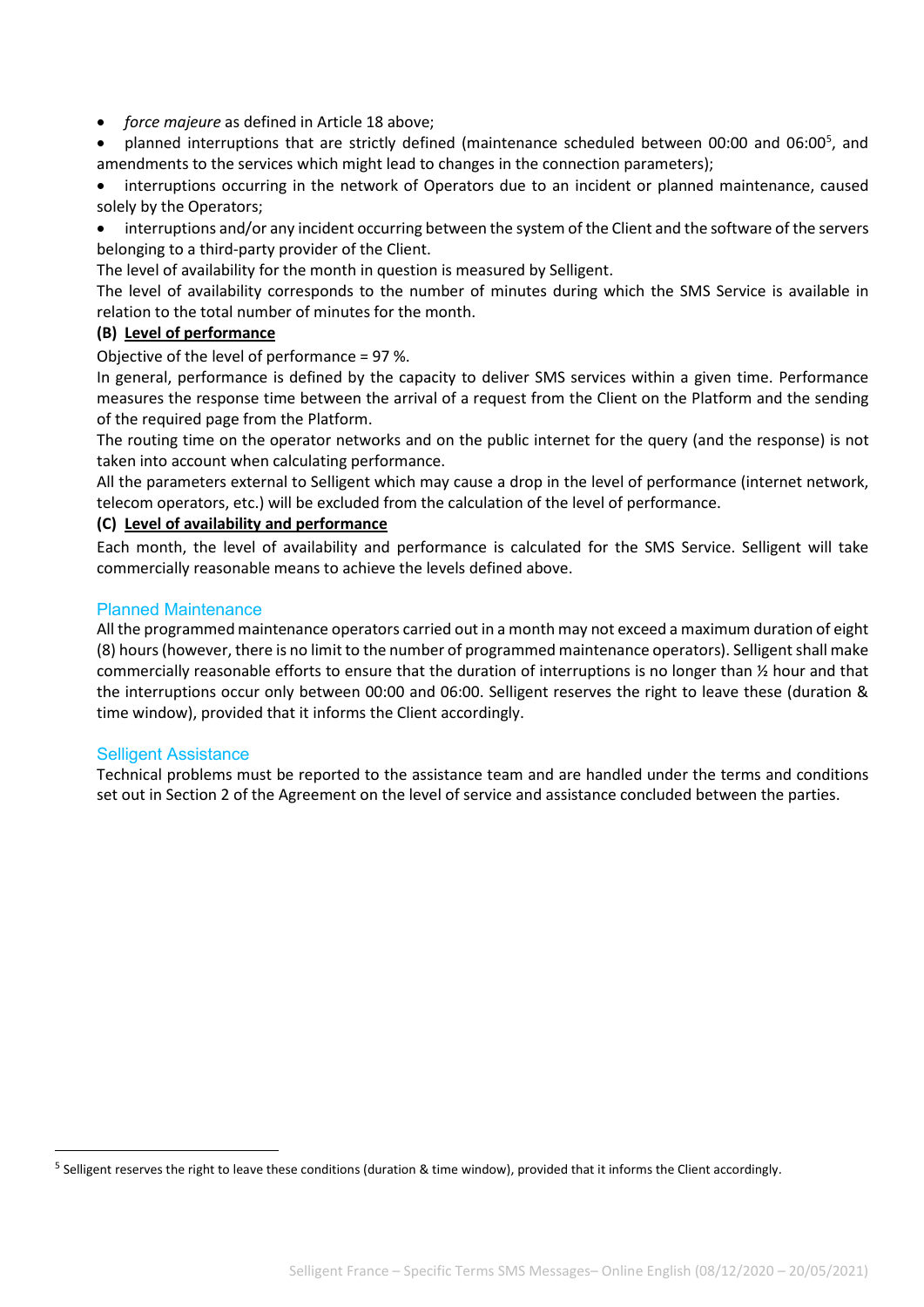- *force majeure* as defined in Article 18 above;
- planned interruptions that are strictly defined (maintenance scheduled between 00:00 and 06:00[5], and amendments to the services which might lead to changes in the connection parameters);
- interruptions occurring in the network of Operators due to an incident or planned maintenance, caused solely by the Operators;
- interruptions and/or any incident occurring between the system of the Client and the software of the servers belonging to a third-party provider of the Client.

The level of availability for the month in question is measured by Selligent.

The level of availability corresponds to the number of minutes during which the SMS Service is available in relation to the total number of minutes for the month.

**(B) Level of performance**

Objective of the level of performance = 97 %.

In general, performance is defined by the capacity to deliver SMS services within a given time. Performance measures the response time between the arrival of a request from the Client on the Platform and the sending of the required page from the Platform.

The routing time on the operator networks and on the public internet for the query (and the response) is not taken into account when calculating performance.

All the parameters external to Selligent which may cause a drop in the level of performance (internet network, telecom operators, etc.) will be excluded from the calculation of the level of performance.

**(C) Level of availability and performance**

Each month, the level of availability and performance is calculated for the SMS Service. Selligent will take commercially reasonable means to achieve the levels defined above.

### Planned Maintenance

All the programmed maintenance operators carried out in a month may not exceed a maximum duration of eight (8) hours (however, there is no limit to the number of programmed maintenance operators). Selligent shall make commercially reasonable efforts to ensure that the duration of interruptions is no longer than ½ hour and that the interruptions occur only between 00:00 and 06:00. Selligent reserves the right to leave these (duration & time window), provided that it informs the Client accordingly.

### Selligent Assistance

Technical problems must be reported to the assistance team and are handled under the terms and conditions set out in Section 2 of the Agreement on the level of service and assistance concluded between the parties.

---

[5] Selligent reserves the right to leave these conditions (duration & time window), provided that it informs the Client accordingly.